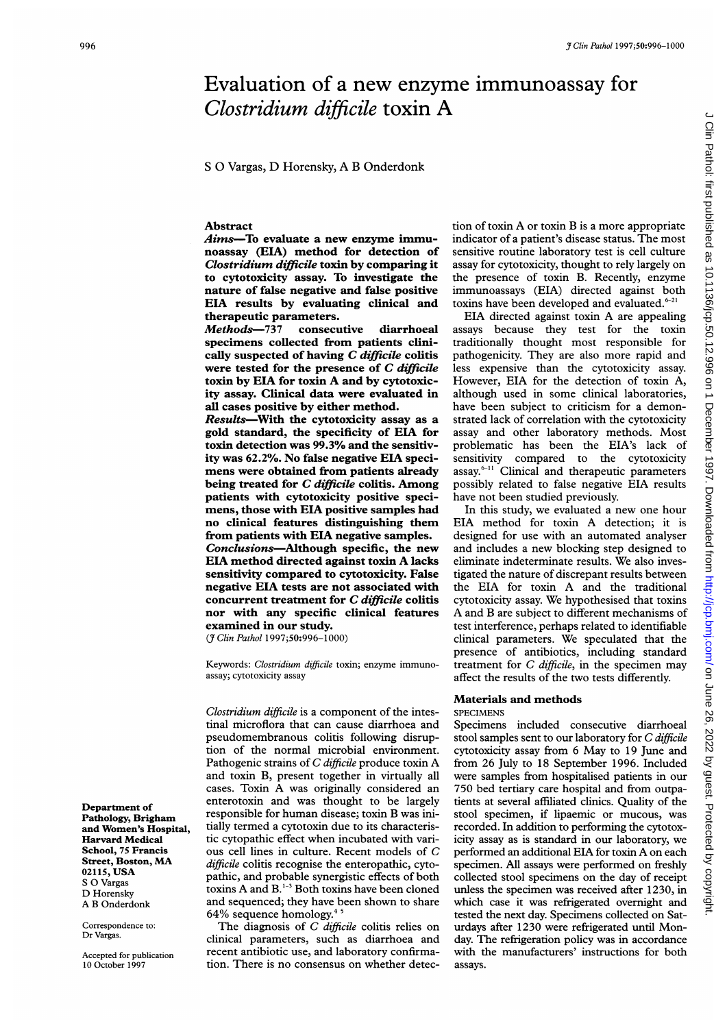# Evaluation of a new enzyme immunoassay for *Clostridium difficile* toxin A

S O Vargas, D Horensky, A B Onderdonk

## Abstract

***Aims***—**To evaluate a new enzyme immunoassay (EIA) method for detection of *Clostridium difficile* toxin by comparing it to cytotoxicity assay. To investigate the nature of false negative and false positive EIA results by evaluating clinical and therapeutic parameters.**

***Methods***—**737 consecutive diarrhoeal specimens collected from patients clinically suspected of having *C difficile* colitis were tested for the presence of *C difficile* toxin by EIA for toxin A and by cytotoxicity assay. Clinical data were evaluated in all cases positive by either method.**

***Results***—**With the cytotoxicity assay as a gold standard, the specificity of EIA for toxin detection was 99.3% and the sensitivity was 62.2%. No false negative EIA specimens were obtained from patients already being treated for *C difficile* colitis. Among patients with cytotoxicity positive specimens, those with EIA positive samples had no clinical features distinguishing them from patients with EIA negative samples.**

***Conclusions***—**Although specific, the new EIA method directed against toxin A lacks sensitivity compared to cytotoxicity. False negative EIA tests are not associated with concurrent treatment for *C difficile* colitis nor with any specific clinical features examined in our study.**

(*J Clin Pathol* 1997;**50**:996–1000)

Keywords: *Clostridium difficile* toxin; enzyme immunoassay; cytotoxicity assay

Department of Pathology, Brigham and Women's Hospital, Harvard Medical School, 75 Francis Street, Boston, MA 02115, USA
S O Vargas
D Horensky
A B Onderdonk

Correspondence to: Dr Vargas.

Accepted for publication 10 October 1997

*Clostridium difficile* is a component of the intestinal microflora that can cause diarrhoea and pseudomembranous colitis following disruption of the normal microbial environment. Pathogenic strains of *C difficile* produce toxin A and toxin B, present together in virtually all cases. Toxin A was originally considered an enterotoxin and was thought to be largely responsible for human disease; toxin B was initially termed a cytotoxin due to its characteristic cytopathic effect when incubated with various cell lines in culture. Recent models of *C difficile* colitis recognise the enteropathic, cytopathic, and probable synergistic effects of both toxins A and B.[1–3] Both toxins have been cloned and sequenced; they have been shown to share 64% sequence homology.[4 5]

The diagnosis of *C difficile* colitis relies on clinical parameters, such as diarrhoea and recent antibiotic use, and laboratory confirmation. There is no consensus on whether detection of toxin A or toxin B is a more appropriate indicator of a patient's disease status. The most sensitive routine laboratory test is cell culture assay for cytotoxicity, thought to rely largely on the presence of toxin B. Recently, enzyme immunoassays (EIA) directed against both toxins have been developed and evaluated.[6–21]

EIA directed against toxin A are appealing assays because they test for the toxin traditionally thought most responsible for pathogenicity. They are also more rapid and less expensive than the cytotoxicity assay. However, EIA for the detection of toxin A, although used in some clinical laboratories, have been subject to criticism for a demonstrated lack of correlation with the cytotoxicity assay and other laboratory methods. Most problematic has been the EIA's lack of sensitivity compared to the cytotoxicity assay.[6–11] Clinical and therapeutic parameters possibly related to false negative EIA results have not been studied previously.

In this study, we evaluated a new one hour EIA method for toxin A detection; it is designed for use with an automated analyser and includes a new blocking step designed to eliminate indeterminate results. We also investigated the nature of discrepant results between the EIA for toxin A and the traditional cytotoxicity assay. We hypothesised that toxins A and B are subject to different mechanisms of test interference, perhaps related to identifiable clinical parameters. We speculated that the presence of antibiotics, including standard treatment for *C difficile*, in the specimen may affect the results of the two tests differently.

## Materials and methods

### SPECIMENS

Specimens included consecutive diarrhoeal stool samples sent to our laboratory for *C difficile* cytotoxicity assay from 6 May to 19 June and from 26 July to 18 September 1996. Included were samples from hospitalised patients in our 750 bed tertiary care hospital and from outpatients at several affiliated clinics. Quality of the stool specimen, if lipaemic or mucous, was recorded. In addition to performing the cytotoxicity assay as is standard in our laboratory, we performed an additional EIA for toxin A on each specimen. All assays were performed on freshly collected stool specimens on the day of receipt unless the specimen was received after 1230, in which case it was refrigerated overnight and tested the next day. Specimens collected on Saturdays after 1230 were refrigerated until Monday. The refrigeration policy was in accordance with the manufacturers' instructions for both assays.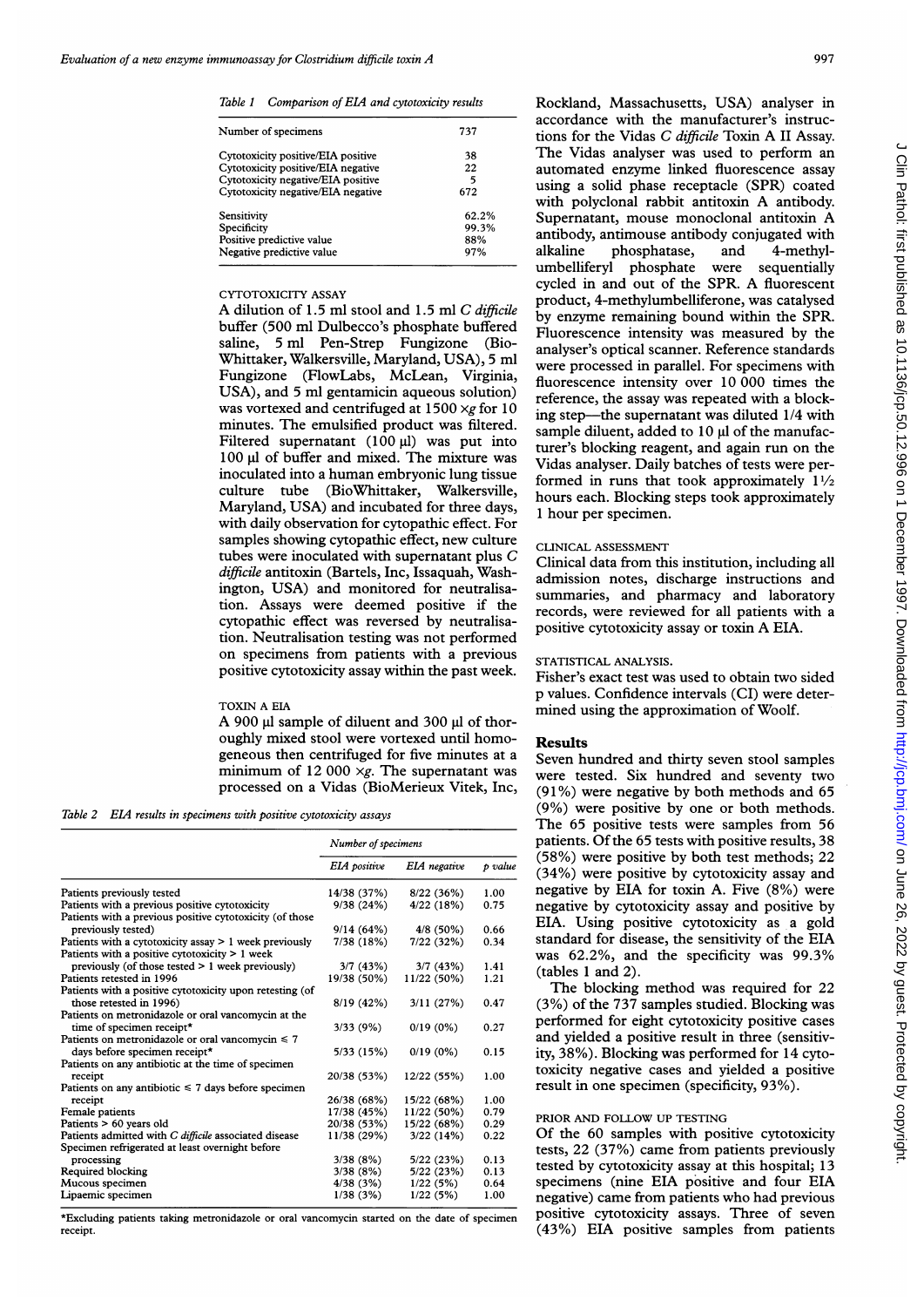Table 1 Comparison of EIA and cytotoxicity results

| Number of specimens | 737 |
|---|---|
| Cytotoxicity positive/EIA positive | 38 |
| Cytotoxicity positive/EIA negative | 22 |
| Cytotoxicity negative/EIA positive | 5 |
| Cytotoxicity negative/EIA negative | 672 |
| Sensitivity | 62.2% |
| Specificity | 99.3% |
| Positive predictive value | 88% |
| Negative predictive value | 97% |

### CYTOTOXICITY ASSAY

A dilution of 1.5 ml stool and 1.5 ml *C difficile* buffer (500 ml Dulbecco's phosphate buffered saline, 5 ml Pen-Strep Fungizone (Bio-Whittaker, Walkersville, Maryland, USA), 5 ml Fungizone (FlowLabs, McLean, Virginia, USA), and 5 ml gentamicin aqueous solution) was vortexed and centrifuged at 1500 $\times g$ for 10 minutes. The emulsified product was filtered. Filtered supernatant (100 µl) was put into 100 µl of buffer and mixed. The mixture was inoculated into a human embryonic lung tissue culture tube (BioWhittaker, Walkersville, Maryland, USA) and incubated for three days, with daily observation for cytopathic effect. For samples showing cytopathic effect, new culture tubes were inoculated with supernatant plus *C difficile* antitoxin (Bartels, Inc, Issaquah, Washington, USA) and monitored for neutralisation. Assays were deemed positive if the cytopathic effect was reversed by neutralisation. Neutralisation testing was not performed on specimens from patients with a previous positive cytotoxicity assay within the past week.

### TOXIN A EIA

A 900 µl sample of diluent and 300 µl of thoroughly mixed stool were vortexed until homogeneous then centrifuged for five minutes at a minimum of 12 000 $\times g$. The supernatant was processed on a Vidas (BioMerieux Vitek, Inc, Rockland, Massachusetts, USA) analyser in accordance with the manufacturer's instructions for the Vidas *C difficile* Toxin A II Assay. The Vidas analyser was used to perform an automated enzyme linked fluorescence assay using a solid phase receptacle (SPR) coated with polyclonal rabbit antitoxin A antibody. Supernatant, mouse monoclonal antitoxin A antibody, antimouse antibody conjugated with alkaline phosphatase, and 4-methylumbelliferyl phosphate were sequentially cycled in and out of the SPR. A fluorescent product, 4-methylumbelliferone, was catalysed by enzyme remaining bound within the SPR. Fluorescence intensity was measured by the analyser's optical scanner. Reference standards were processed in parallel. For specimens with fluorescence intensity over 10 000 times the reference, the assay was repeated with a blocking step—the supernatant was diluted 1/4 with sample diluent, added to 10 µl of the manufacturer's blocking reagent, and again run on the Vidas analyser. Daily batches of tests were performed in runs that took approximately 1½ hours each. Blocking steps took approximately 1 hour per specimen.

Table 2 EIA results in specimens with positive cytotoxicity assays

| | Number of specimens | | |
|---|---|---|---|
| | EIA positive | EIA negative | p value |
| Patients previously tested | 14/38 (37%) | 8/22 (36%) | 1.00 |
| Patients with a previous positive cytotoxicity | 9/38 (24%) | 4/22 (18%) | 0.75 |
| Patients with a previous positive cytotoxicity (of those previously tested) | 9/14 (64%) | 4/8 (50%) | 0.66 |
| Patients with a cytotoxicity assay > 1 week previously | 7/38 (18%) | 7/22 (32%) | 0.34 |
| Patients with a positive cytotoxicity > 1 week previously (of those tested > 1 week previously) | 3/7 (43%) | 3/7 (43%) | 1.41 |
| Patients retested in 1996 | 19/38 (50%) | 11/22 (50%) | 1.21 |
| Patients with a positive cytotoxicity upon retesting (of those retested in 1996) | 8/19 (42%) | 3/11 (27%) | 0.47 |
| Patients on metronidazole or oral vancomycin at the time of specimen receipt* | 3/33 (9%) | 0/19 (0%) | 0.27 |
| Patients on metronidazole or oral vancomycin ≤ 7 days before specimen receipt* | 5/33 (15%) | 0/19 (0%) | 0.15 |
| Patients on any antibiotic at the time of specimen receipt | 20/38 (53%) | 12/22 (55%) | 1.00 |
| Patients on any antibiotic ≤ 7 days before specimen receipt | 26/38 (68%) | 15/22 (68%) | 1.00 |
| Female patients | 17/38 (45%) | 11/22 (50%) | 0.79 |
| Patients > 60 years old | 20/38 (53%) | 15/22 (68%) | 0.29 |
| Patients admitted with *C difficile* associated disease | 11/38 (29%) | 3/22 (14%) | 0.22 |
| Specimen refrigerated at least overnight before processing | 3/38 (8%) | 5/22 (23%) | 0.13 |
| Required blocking | 3/38 (8%) | 5/22 (23%) | 0.13 |
| Mucous specimen | 4/38 (3%) | 1/22 (5%) | 0.64 |
| Lipaemic specimen | 1/38 (3%) | 1/22 (5%) | 1.00 |

*Excluding patients taking metronidazole or oral vancomycin started on the date of specimen receipt.

### CLINICAL ASSESSMENT

Clinical data from this institution, including all admission notes, discharge instructions and summaries, and pharmacy and laboratory records, were reviewed for all patients with a positive cytotoxicity assay or toxin A EIA.

### STATISTICAL ANALYSIS.

Fisher's exact test was used to obtain two sided p values. Confidence intervals (CI) were determined using the approximation of Woolf.

## Results

Seven hundred and thirty seven stool samples were tested. Six hundred and seventy two (91%) were negative by both methods and 65 (9%) were positive by one or both methods. The 65 positive tests were samples from 56 patients. Of the 65 tests with positive results, 38 (58%) were positive by both test methods; 22 (34%) were positive by cytotoxicity assay and negative by EIA for toxin A. Five (8%) were negative by cytotoxicity assay and positive by EIA. Using positive cytotoxicity as a gold standard for disease, the sensitivity of the EIA was 62.2%, and the specificity was 99.3% (tables 1 and 2).

The blocking method was required for 22 (3%) of the 737 samples studied. Blocking was performed for eight cytotoxicity positive cases and yielded a positive result in three (sensitivity, 38%). Blocking was performed for 14 cytotoxicity negative cases and yielded a positive result in one specimen (specificity, 93%).

### PRIOR AND FOLLOW UP TESTING

Of the 60 samples with positive cytotoxicity tests, 22 (37%) came from patients previously tested by cytotoxicity assay at this hospital; 13 specimens (nine EIA positive and four EIA negative) came from patients who had previous positive cytotoxicity assays. Three of seven (43%) EIA positive samples from patients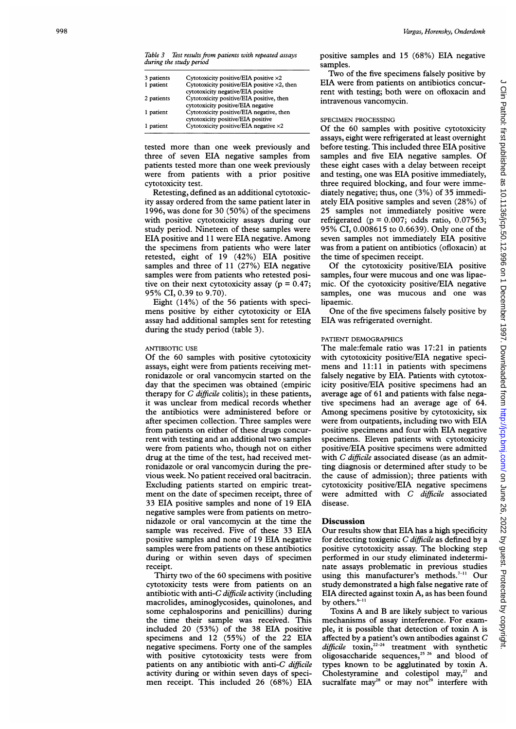Table 3 Test results from patients with repeated assays during the study period

| | |
|---|---|
| 3 patients | Cytotoxicity positive/EIA positive ×2 |
| 1 patient | Cytotoxicity positive/EIA positive ×2, then cytotoxicity negative/EIA positive |
| 2 patients | Cytotoxicity positive/EIA positive, then cytotoxicity positive/EIA negative |
| 1 patient | Cytotoxicity positive/EIA negative, then cytotoxicity positive/EIA positive |
| 1 patient | Cytotoxicity positive/EIA negative ×2 |

tested more than one week previously and three of seven EIA negative samples from patients tested more than one week previously were from patients with a prior positive cytotoxicity test.

Retesting, defined as an additional cytotoxicity assay ordered from the same patient later in 1996, was done for 30 (50%) of the specimens with positive cytotoxicity assays during our study period. Nineteen of these samples were EIA positive and 11 were EIA negative. Among the specimens from patients who were later retested, eight of 19 (42%) EIA positive samples and three of 11 (27%) EIA negative samples were from patients who retested positive on their next cytotoxicity assay ($p = 0.47$; 95% CI, 0.39 to 9.70).

Eight (14%) of the 56 patients with specimens positive by either cytotoxicity or EIA assay had additional samples sent for retesting during the study period (table 3).

### ANTIBIOTIC USE

Of the 60 samples with positive cytotoxicity assays, eight were from patients receiving metronidazole or oral vancomycin started on the day that the specimen was obtained (empiric therapy for *C difficile* colitis); in these patients, it was unclear from medical records whether the antibiotics were administered before or after specimen collection. Three samples were from patients on either of these drugs concurrent with testing and an additional two samples were from patients who, though not on either drug at the time of the test, had received metronidazole or oral vancomycin during the previous week. No patient received oral bacitracin. Excluding patients started on empiric treatment on the date of specimen receipt, three of 33 EIA positive samples and none of 19 EIA negative samples were from patients on metronidazole or oral vancomycin at the time the sample was received. Five of these 33 EIA positive samples and none of 19 EIA negative samples were from patients on these antibiotics during or within seven days of specimen receipt.

Thirty two of the 60 specimens with positive cytotoxicity tests were from patients on an antibiotic with anti-*C difficile* activity (including macrolides, aminoglycosides, quinolones, and some cephalosporins and penicillins) during the time their sample was received. This included 20 (53%) of the 38 EIA positive specimens and 12 (55%) of the 22 EIA negative specimens. Forty one of the samples with positive cytotoxicity tests were from patients on any antibiotic with anti-*C difficile* activity during or within seven days of specimen receipt. This included 26 (68%) EIA positive samples and 15 (68%) EIA negative samples.

Two of the five specimens falsely positive by EIA were from patients on antibiotics concurrent with testing; both were on ofloxacin and intravenous vancomycin.

### SPECIMEN PROCESSING

Of the 60 samples with positive cytotoxicity assays, eight were refrigerated at least overnight before testing. This included three EIA positive samples and five EIA negative samples. Of these eight cases with a delay between receipt and testing, one was EIA positive immediately, three required blocking, and four were immediately negative; thus, one (3%) of 35 immediately EIA positive samples and seven (28%) of 25 samples not immediately positive were refrigerated ($p = 0.007$; odds ratio, 0.07563; 95% CI, 0.008615 to 0.6639). Only one of the seven samples not immediately EIA positive was from a patient on antibiotics (ofloxacin) at the time of specimen receipt.

Of the cytotoxicity positive/EIA positive samples, four were mucous and one was lipaemic. Of the cytotoxicity positive/EIA negative samples, one was mucous and one was lipaemic.

One of the five specimens falsely positive by EIA was refrigerated overnight.

### PATIENT DEMOGRAPHICS

The male:female ratio was 17:21 in patients with cytotoxicity positive/EIA negative specimens and 11:11 in patients with specimens falsely negative by EIA. Patients with cytotoxicity positive/EIA positive specimens had an average age of 61 and patients with false negative specimens had an average age of 64. Among specimens positive by cytotoxicity, six were from outpatients, including two with EIA positive specimens and four with EIA negative specimens. Eleven patients with cytotoxicity positive/EIA positive specimens were admitted with *C difficile* associated disease (as an admitting diagnosis or determined after study to be the cause of admission); three patients with cytotoxicity positive/EIA negative specimens were admitted with *C difficile* associated disease.

## Discussion

Our results show that EIA has a high specificity for detecting toxigenic *C difficile* as defined by a positive cytotoxicity assay. The blocking step performed in our study eliminated indeterminate assays problematic in previous studies using this manufacturer's methods.[7–11] Our study demonstrated a high false negative rate of EIA directed against toxin A, as has been found by others.[6–11]

Toxins A and B are likely subject to various mechanisms of assay interference. For example, it is possible that detection of toxin A is affected by a patient's own antibodies against *C difficile* toxin,[22–24] treatment with synthetic oligosaccharide sequences,[25 26] and blood of types known to be agglutinated by toxin A. Cholestyramine and colestipol may,[27] and sucralfate may[28] or may not[29] interfere with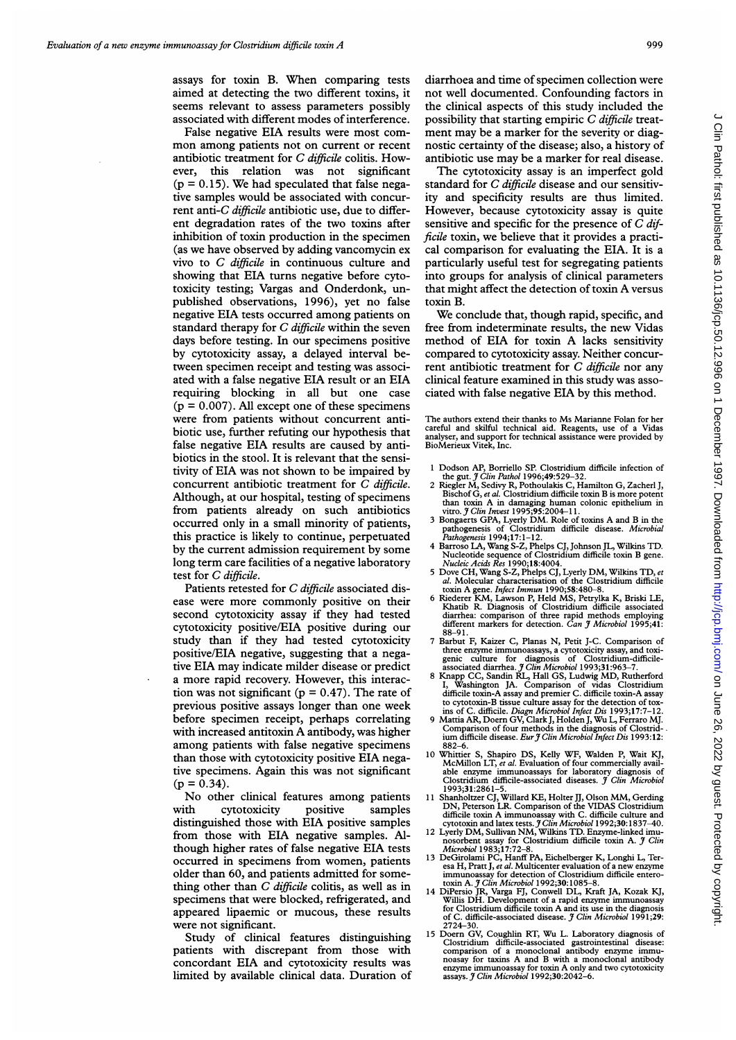assays for toxin B. When comparing tests aimed at detecting the two different toxins, it seems relevant to assess parameters possibly associated with different modes of interference.

False negative EIA results were most common among patients not on current or recent antibiotic treatment for *C difficile* colitis. However, this relation was not significant ($p = 0.15$). We had speculated that false negative samples would be associated with concurrent anti-*C difficile* antibiotic use, due to different degradation rates of the two toxins after inhibition of toxin production in the specimen (as we have observed by adding vancomycin ex vivo to *C difficile* in continuous culture and showing that EIA turns negative before cytotoxicity testing; Vargas and Onderdonk, unpublished observations, 1996), yet no false negative EIA tests occurred among patients on standard therapy for *C difficile* within the seven days before testing. In our specimens positive by cytotoxicity assay, a delayed interval between specimen receipt and testing was associated with a false negative EIA result or an EIA requiring blocking in all but one case ($p = 0.007$). All except one of these specimens were from patients without concurrent antibiotic use, further refuting our hypothesis that false negative EIA results are caused by antibiotics in the stool. It is relevant that the sensitivity of EIA was not shown to be impaired by concurrent antibiotic treatment for *C difficile*. Although, at our hospital, testing of specimens from patients already on such antibiotics occurred only in a small minority of patients, this practice is likely to continue, perpetuated by the current admission requirement by some long term care facilities of a negative laboratory test for *C difficile*.

Patients retested for *C difficile* associated disease were more commonly positive on their second cytotoxicity assay if they had tested cytotoxicity positive/EIA positive during our study than if they had tested cytotoxicity positive/EIA negative, suggesting that a negative EIA may indicate milder disease or predict a more rapid recovery. However, this interaction was not significant ($p = 0.47$). The rate of previous positive assays longer than one week before specimen receipt, perhaps correlating with increased antitoxin A antibody, was higher among patients with false negative specimens than those with cytotoxicity positive EIA negative specimens. Again this was not significant ($p = 0.34$).

No other clinical features among patients with cytotoxicity positive samples distinguished those with EIA positive samples from those with EIA negative samples. Although higher rates of false negative EIA tests occurred in specimens from women, patients older than 60, and patients admitted for something other than *C difficile* colitis, as well as in specimens that were blocked, refrigerated, and appeared lipaemic or mucous, these results were not significant.

Study of clinical features distinguishing patients with discrepant from those with concordant EIA and cytotoxicity results was limited by available clinical data. Duration of diarrhoea and time of specimen collection were not well documented. Confounding factors in the clinical aspects of this study included the possibility that starting empiric *C difficile* treatment may be a marker for the severity or diagnostic certainty of the disease; also, a history of antibiotic use may be a marker for real disease.

The cytotoxicity assay is an imperfect gold standard for *C difficile* disease and our sensitivity and specificity results are thus limited. However, because cytotoxicity assay is quite sensitive and specific for the presence of *C difficile* toxin, we believe that it provides a practical comparison for evaluating the EIA. It is a particularly useful test for segregating patients into groups for analysis of clinical parameters that might affect the detection of toxin A versus toxin B.

We conclude that, though rapid, specific, and free from indeterminate results, the new Vidas method of EIA for toxin A lacks sensitivity compared to cytotoxicity assay. Neither concurrent antibiotic treatment for *C difficile* nor any clinical feature examined in this study was associated with false negative EIA by this method.

The authors extend their thanks to Ms Marianne Folan for her careful and skilful technical aid. Reagents, use of a Vidas analyser, and support for technical assistance were provided by BioMerieux Vitek, Inc.

1 Dodson AP, Borriello SP. Clostridium difficile infection of the gut. *J Clin Pathol* 1996;**49**:529–32.
2 Riegler M, Sedivy R, Pothoulakis C, Hamilton G, Zacherl J, Bischof G, *et al*. Clostridium difficile toxin B is more potent than toxin A in damaging human colonic epithelium in vitro. *J Clin Invest* 1995;**95**:2004–11.
3 Bongaerts GPA, Lyerly DM. Role of toxins A and B in the pathogenesis of Clostridium difficile disease. *Microbial Pathogenesis* 1994;**17**:1–12.
4 Barroso LA, Wang S-Z, Phelps CJ, Johnson JL, Wilkins TD. Nucleotide sequence of Clostridium difficile toxin B gene. *Nucleic Acids Res* 1990;**18**:4004.
5 Dove CH, Wang S-Z, Phelps CJ, Lyerly DM, Wilkins TD, *et al*. Molecular characterisation of the Clostridium difficile toxin A gene. *Infect Immun* 1990;**58**:480–8.
6 Riederer KM, Lawson P, Held MS, Petrylka K, Briski LE, Khatib R. Diagnosis of Clostridium difficile associated diarrhea: comparison of three rapid methods employing different markers for detection. *Can J Microbiol* 1995;**41**: 88–91.
7 Barbut F, Kaizer C, Planas N, Petit J-C. Comparison of three enzyme immunoassays, a cytotoxicity assay, and toxigenic culture for diagnosis of Clostridium-difficile-associated diarrhea. *J Clin Microbiol* 1993;**31**:963–7.
8 Knapp CC, Sandin RL, Hall GS, Ludwig MD, Rutherford I, Washington JA. Comparison of vidas Clostridium difficile toxin-A assay and premier C. difficile toxin-A assay to cytotoxin-B tissue culture assay for the detection of toxins of C. difficile. *Diagn Microbiol Infect Dis* 1993;**17**:7–12.
9 Mattia AR, Doern GV, Clark J, Holden J, Wu L, Ferraro MJ. Comparison of four methods in the diagnosis of Clostridium difficile disease. *Eur J Clin Microbiol Infect Dis* 1993:**12**: 882–6.
10 Whittier S, Shapiro DS, Kelly WF, Walden P, Wait KJ, McMillon LT, *et al*. Evaluation of four commercially available enzyme immunoassays for laboratory diagnosis of Clostridium difficile-associated diseases. *J Clin Microbiol* 1993;**31**:2861–5.
11 Shanholtzer CJ, Willard KE, Holter JJ, Olson MM, Gerding DN, Peterson LR. Comparison of the VIDAS Clostridium difficile toxin A immunoassay with C. difficile culture and cytotoxin and latex tests. *J Clin Microbiol* 1992;**30**:1837–40.
12 Lyerly DM, Sullivan NM, Wilkins TD. Enzyme-linked imunosorbent assay for Clostridium difficile toxin A. *J Clin Microbiol* 1983;**17**:72–8.
13 DeGirolami PC, Hanff PA, Eichelberger K, Longhi L, Teresa H, Pratt J, *et al*. Multicenter evaluation of a new enzyme immunoassay for detection of Clostridium difficile enterotoxin A. *J Clin Microbiol* 1992;**30**:1085–8.
14 DiPersio JR, Varga FJ, Conwell DL, Kraft JA, Kozak KJ, Willis DH. Development of a rapid enzyme immunoassay for Clostridium difficile toxin A and its use in the diagnosis of C. difficile-associated disease. *J Clin Microbiol* 1991;**29**: 2724–30.
15 Doern GV, Coughlin RT, Wu L. Laboratory diagnosis of Clostridium difficile-associated gastrointestinal disease: comparison of a monoclonal antibody enzyme immunoassay for toxins A and B with a monoclonal antibody enzyme immunoassay for toxin A only and two cytotoxicity assays. *J Clin Microbiol* 1992;**30**:2042–6.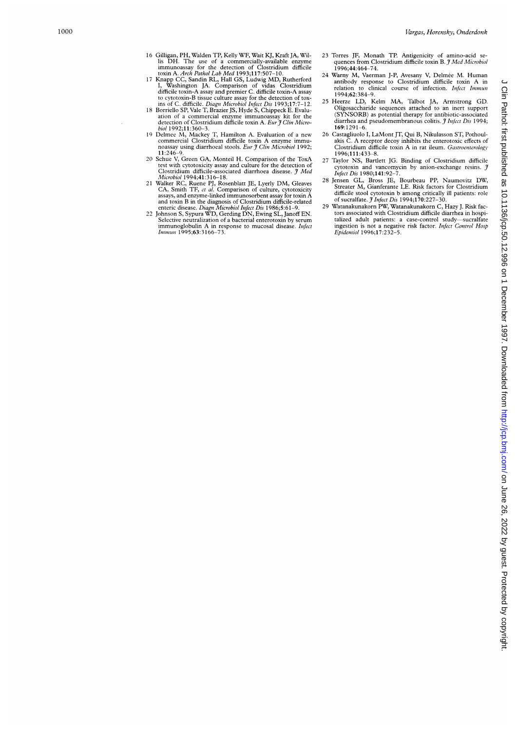16 Gilligan, PH, Walden TP, Kelly WF, Wait KJ, Kraft JA, Willis DH. The use of a commercially-available enzyme immunoassay for the detection of Clostridium difficile toxin A. *Arch Pathol Lab Med* 1993;**117**:507–10.

17 Knapp CC, Sandin RL, Hall GS, Ludwig MD, Rutherford I, Washington JA. Comparison of vidas Clostridium difficile toxin-A assay and premier C. difficile toxin-A assay to cytotoxin-B tissue culture assay for the detection of toxins of C. difficile. *Diagn Microbiol Infect Dis* 1993;**17**:7–12.

18 Borriello SP, Vale T, Brazier JS, Hyde S, Chippeck E. Evaluation of a commercial enzyme immunoassay kit for the detection of Clostridium difficile toxin A. *Eur J Clin Microbiol* 1992;**11**:360–3.

19 Delmee M, Mackey T, Hamilton A. Evaluation of a new commercial Clostridium difficile toxin A enzyme immunoassay using diarrhoeal stools. *Eur J Clin Microbiol* 1992; **11**:246–9.

20 Schue V, Green GA, Monteil H. Comparison of the ToxA test with cytotoxicity assay and culture for the detection of Clostridium difficile-associated diarrhoea disease. *J Med Microbiol* 1994;**41**:316–18.

21 Walker RC, Ruene PJ, Rosenblatt JE, Lyerly DM, Gleaves CA, Smith TF, *et al*. Comparison of culture, cytotoxicity assays, and enzyme-linked immunosorbent assay for toxin A and toxin B in the diagnosis of Clostridium difficile-related enteric disease. *Diagn Microbiol Infect Dis* 1986;**5**:61–9.

22 Johnson S, Sypura WD, Gerding DN, Ewing SL, Janoff EN. Selective neutralization of a bacterial enterotoxin by serum immunoglobulin A in response to mucosal disease. *Infect Immun* 1995;**63**:3166–73.

23 Torres JF, Monath TP. Antigenicity of amino-acid sequences from Clostridium difficile toxin B. *J Med Microbiol* 1996;**44**:464–74.

24 Warny M, Vaerman J-P, Avesany V, Delmée M. Human antibody response to Clostridium difficile toxin A in relation to clinical course of infection. *Infect Immun* 1994;**62**:384–9.

25 Heerze LD, Kelm MA, Talbot JA, Armstrong GD. Oligosaccharide sequences attached to an inert support (SYNSORB) as potential therapy for antibiotic-associated diarrhea and pseudomembranous colitis. *J Infect Dis* 1994; **169**:1291–6.

26 Castagliuolo I, LaMont JT, Qui B, Nikulasson ST, Pothoulakis C. A receptor decoy inhibits the enterotoxic effects of Clostridium difficile toxin A in rat ileum. *Gastroenterology* 1996;**111**:433–8.

27 Taylor NS, Bartlett JG. Binding of Clostridium difficile cytotoxin and vancomycin by anion-exchange resins. *J Infect Dis* 1980;**141**:92–7.

28 Jensen GL, Bross JE, Bourbeau PP, Naumovitz DW, Streater M, Gianferante LE. Risk factors for Clostridium difficile stool cytotoxin b among critically ill patients: role of sucralfate. *J Infect Dis* 1994;**170**:227–30.

29 Watanakunakorn PW, Watanakunakorn C, Hazy J. Risk factors associated with Clostridium difficile diarrhea in hospitalized adult patients: a case-control study—sucralfate ingestion is not a negative risk factor. *Infect Control Hosp Epidemiol* 1996;**17**:232–5.